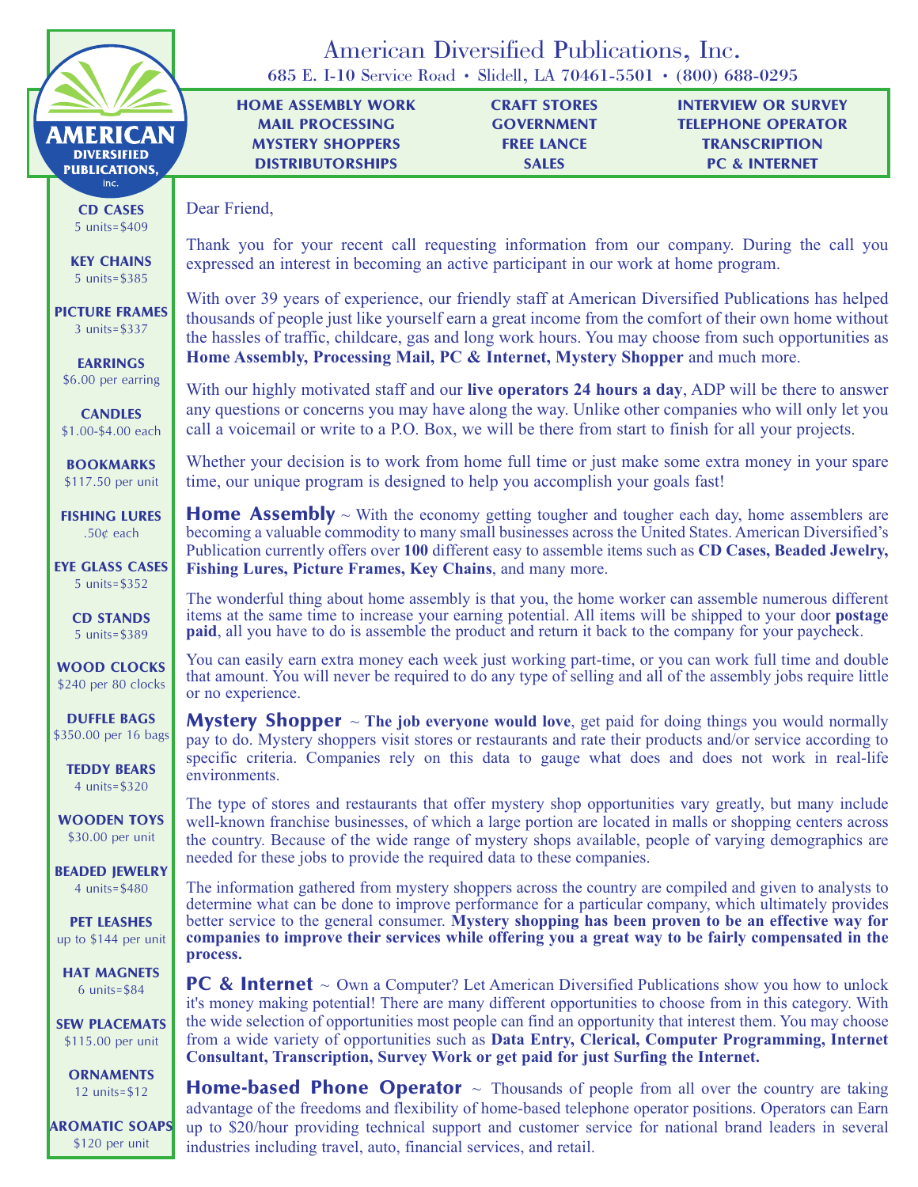# American Diversified Publications, Inc.

685 E. I-10 Service Road • Slidell, LA 70461-5501 • (800) 688-0295

| | | |
|---|---|---|
| HOME ASSEMBLY WORK | CRAFT STORES | INTERVIEW OR SURVEY |
| MAIL PROCESSING | GOVERNMENT | TELEPHONE OPERATOR |
| MYSTERY SHOPPERS | FREE LANCE | TRANSCRIPTION |
| DISTRIBUTORSHIPS | SALES | PC & INTERNET |

AMERICAN DIVERSIFIED PUBLICATIONS, inc.

**CD CASES** 5 units=$409

**KEY CHAINS** 5 units=$385

**PICTURE FRAMES** 3 units=$337

**EARRINGS** $6.00 per earring

**CANDLES** $1.00-$4.00 each

**BOOKMARKS** $117.50 per unit

**FISHING LURES** .50¢ each

**EYE GLASS CASES** 5 units=$352

**CD STANDS** 5 units=$389

**WOOD CLOCKS** $240 per 80 clocks

**DUFFLE BAGS** $350.00 per 16 bags

**TEDDY BEARS** 4 units=$320

**WOODEN TOYS** $30.00 per unit

**BEADED JEWELRY** 4 units=$480

**PET LEASHES** up to $144 per unit

**HAT MAGNETS** 6 units=$84

**SEW PLACEMATS** $115.00 per unit

**ORNAMENTS** 12 units=$12

**AROMATIC SOAPS** $120 per unit

Dear Friend,

Thank you for your recent call requesting information from our company. During the call you expressed an interest in becoming an active participant in our work at home program.

With over 39 years of experience, our friendly staff at American Diversified Publications has helped thousands of people just like yourself earn a great income from the comfort of their own home without the hassles of traffic, childcare, gas and long work hours. You may choose from such opportunities as **Home Assembly, Processing Mail, PC & Internet, Mystery Shopper** and much more.

With our highly motivated staff and our **live operators 24 hours a day**, ADP will be there to answer any questions or concerns you may have along the way. Unlike other companies who will only let you call a voicemail or write to a P.O. Box, we will be there from start to finish for all your projects.

Whether your decision is to work from home full time or just make some extra money in your spare time, our unique program is designed to help you accomplish your goals fast!

**Home Assembly** ~ With the economy getting tougher and tougher each day, home assemblers are becoming a valuable commodity to many small businesses across the United States. American Diversified's Publication currently offers over **100** different easy to assemble items such as **CD Cases, Beaded Jewelry, Fishing Lures, Picture Frames, Key Chains**, and many more.

The wonderful thing about home assembly is that you, the home worker can assemble numerous different items at the same time to increase your earning potential. All items will be shipped to your door **postage paid**, all you have to do is assemble the product and return it back to the company for your paycheck.

You can easily earn extra money each week just working part-time, or you can work full time and double that amount. You will never be required to do any type of selling and all of the assembly jobs require little or no experience.

**Mystery Shopper** ~ **The job everyone would love**, get paid for doing things you would normally pay to do. Mystery shoppers visit stores or restaurants and rate their products and/or service according to specific criteria. Companies rely on this data to gauge what does and does not work in real-life environments.

The type of stores and restaurants that offer mystery shop opportunities vary greatly, but many include well-known franchise businesses, of which a large portion are located in malls or shopping centers across the country. Because of the wide range of mystery shops available, people of varying demographics are needed for these jobs to provide the required data to these companies.

The information gathered from mystery shoppers across the country are compiled and given to analysts to determine what can be done to improve performance for a particular company, which ultimately provides better service to the general consumer. **Mystery shopping has been proven to be an effective way for companies to improve their services while offering you a great way to be fairly compensated in the process.**

**PC & Internet** ~ Own a Computer? Let American Diversified Publications show you how to unlock it's money making potential! There are many different opportunities to choose from in this category. With the wide selection of opportunities most people can find an opportunity that interest them. You may choose from a wide variety of opportunities such as **Data Entry, Clerical, Computer Programming, Internet Consultant, Transcription, Survey Work or get paid for just Surfing the Internet.**

**Home-based Phone Operator** ~ Thousands of people from all over the country are taking advantage of the freedoms and flexibility of home-based telephone operator positions. Operators can Earn up to $20/hour providing technical support and customer service for national brand leaders in several industries including travel, auto, financial services, and retail.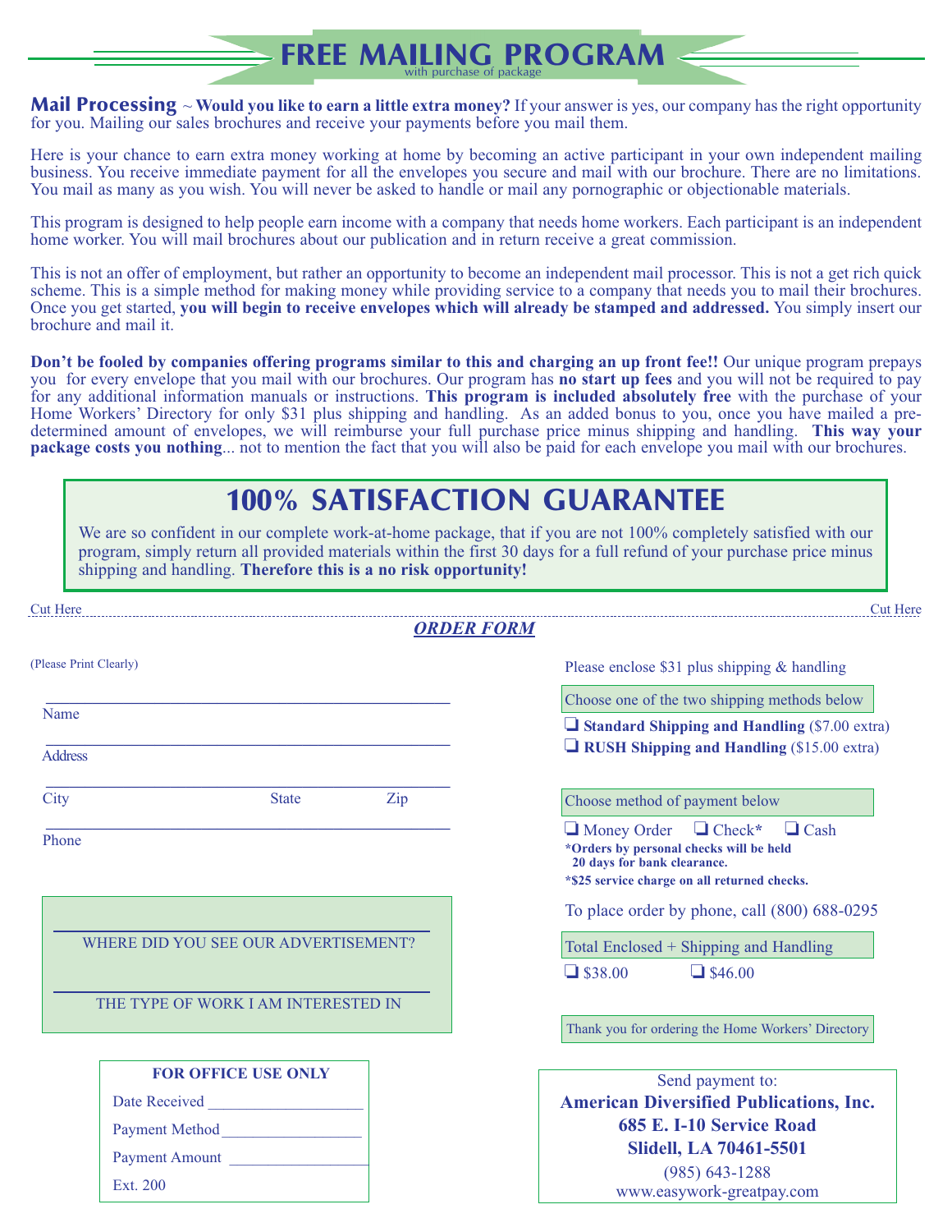# FREE MAILING PROGRAM

with purchase of package

**Mail Processing** ~ **Would you like to earn a little extra money?** If your answer is yes, our company has the right opportunity for you. Mailing our sales brochures and receive your payments before you mail them.

Here is your chance to earn extra money working at home by becoming an active participant in your own independent mailing business. You receive immediate payment for all the envelopes you secure and mail with our brochure. There are no limitations. You mail as many as you wish. You will never be asked to handle or mail any pornographic or objectionable materials.

This program is designed to help people earn income with a company that needs home workers. Each participant is an independent home worker. You will mail brochures about our publication and in return receive a great commission.

This is not an offer of employment, but rather an opportunity to become an independent mail processor. This is not a get rich quick scheme. This is a simple method for making money while providing service to a company that needs you to mail their brochures. Once you get started, **you will begin to receive envelopes which will already be stamped and addressed.** You simply insert our brochure and mail it.

**Don't be fooled by companies offering programs similar to this and charging an up front fee!!** Our unique program prepays you for every envelope that you mail with our brochures. Our program has **no start up fees** and you will not be required to pay for any additional information manuals or instructions. **This program is included absolutely free** with the purchase of your Home Workers' Directory for only $31 plus shipping and handling. As an added bonus to you, once you have mailed a pre-determined amount of envelopes, we will reimburse your full purchase price minus shipping and handling. **This way your package costs you nothing**... not to mention the fact that you will also be paid for each envelope you mail with our brochures.

## 100% SATISFACTION GUARANTEE

We are so confident in our complete work-at-home package, that if you are not 100% completely satisfied with our program, simply return all provided materials within the first 30 days for a full refund of your purchase price minus shipping and handling. **Therefore this is a no risk opportunity!**

Cut Here ........................................................................ Cut Here

## *ORDER FORM*

(Please Print Clearly)

Name ______________________________

Address ______________________________

City ______________ State ________ Zip ________

Phone ______________________________

WHERE DID YOU SEE OUR ADVERTISEMENT? ______________________________

THE TYPE OF WORK I AM INTERESTED IN ______________________________

**FOR OFFICE USE ONLY**

Date Received ____________________

Payment Method ____________________

Payment Amount ____________________

Ext. 200

Please enclose $31 plus shipping & handling

Choose one of the two shipping methods below

❑ **Standard Shipping and Handling** ($7.00 extra)

❑ **RUSH Shipping and Handling** ($15.00 extra)

Choose method of payment below

❑ Money Order ❑ Check* ❑ Cash

***Orders by personal checks will be held 20 days for bank clearance.**

***$25 service charge on all returned checks.**

To place order by phone, call (800) 688-0295

Total Enclosed + Shipping and Handling

❑ $38.00 ❑ $46.00

Thank you for ordering the Home Workers' Directory

Send payment to:

**American Diversified Publications, Inc.**
**685 E. I-10 Service Road**
**Slidell, LA 70461-5501**
(985) 643-1288
www.easywork-greatpay.com